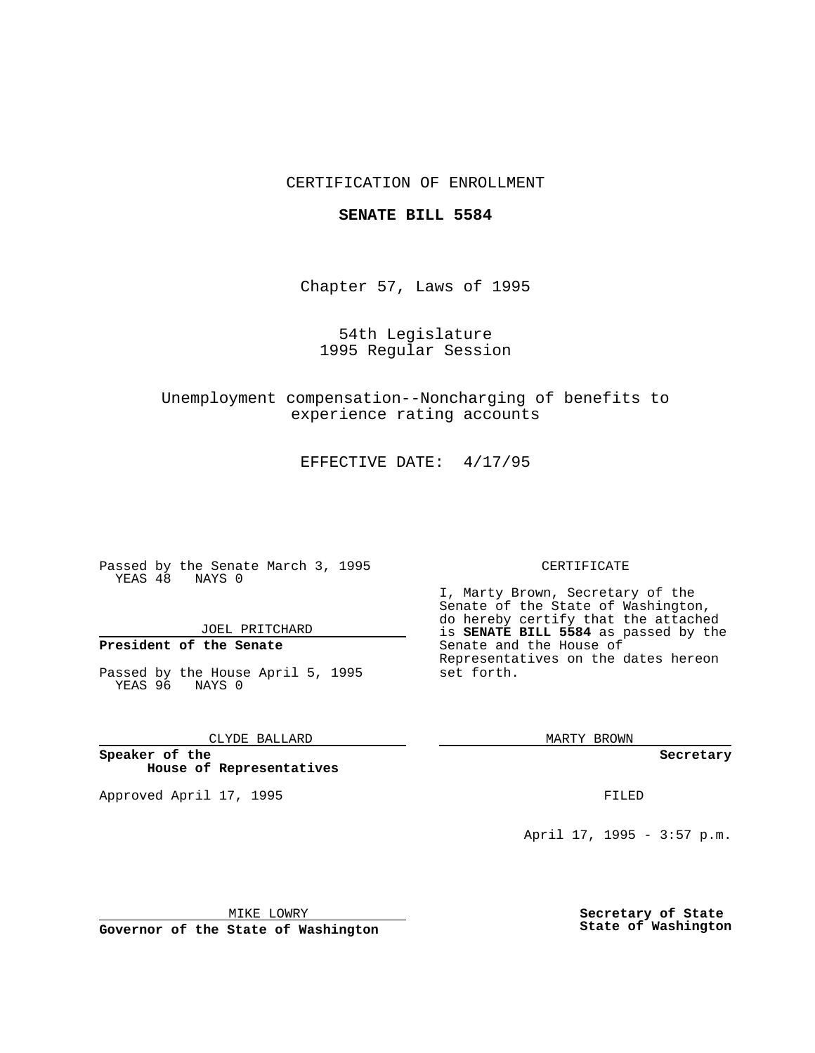CERTIFICATION OF ENROLLMENT

**SENATE BILL 5584**

Chapter 57, Laws of 1995

54th Legislature
1995 Regular Session

Unemployment compensation--Noncharging of benefits to experience rating accounts

EFFECTIVE DATE: 4/17/95

Passed by the Senate March 3, 1995
YEAS 48 NAYS 0

JOEL PRITCHARD

**President of the Senate**

Passed by the House April 5, 1995
YEAS 96 NAYS 0

CLYDE BALLARD

**Speaker of the House of Representatives**

Approved April 17, 1995

MIKE LOWRY

**Governor of the State of Washington**

CERTIFICATE

I, Marty Brown, Secretary of the Senate of the State of Washington, do hereby certify that the attached is **SENATE BILL 5584** as passed by the Senate and the House of Representatives on the dates hereon set forth.

MARTY BROWN

**Secretary**

FILED

April 17, 1995 - 3:57 p.m.

**Secretary of State**
**State of Washington**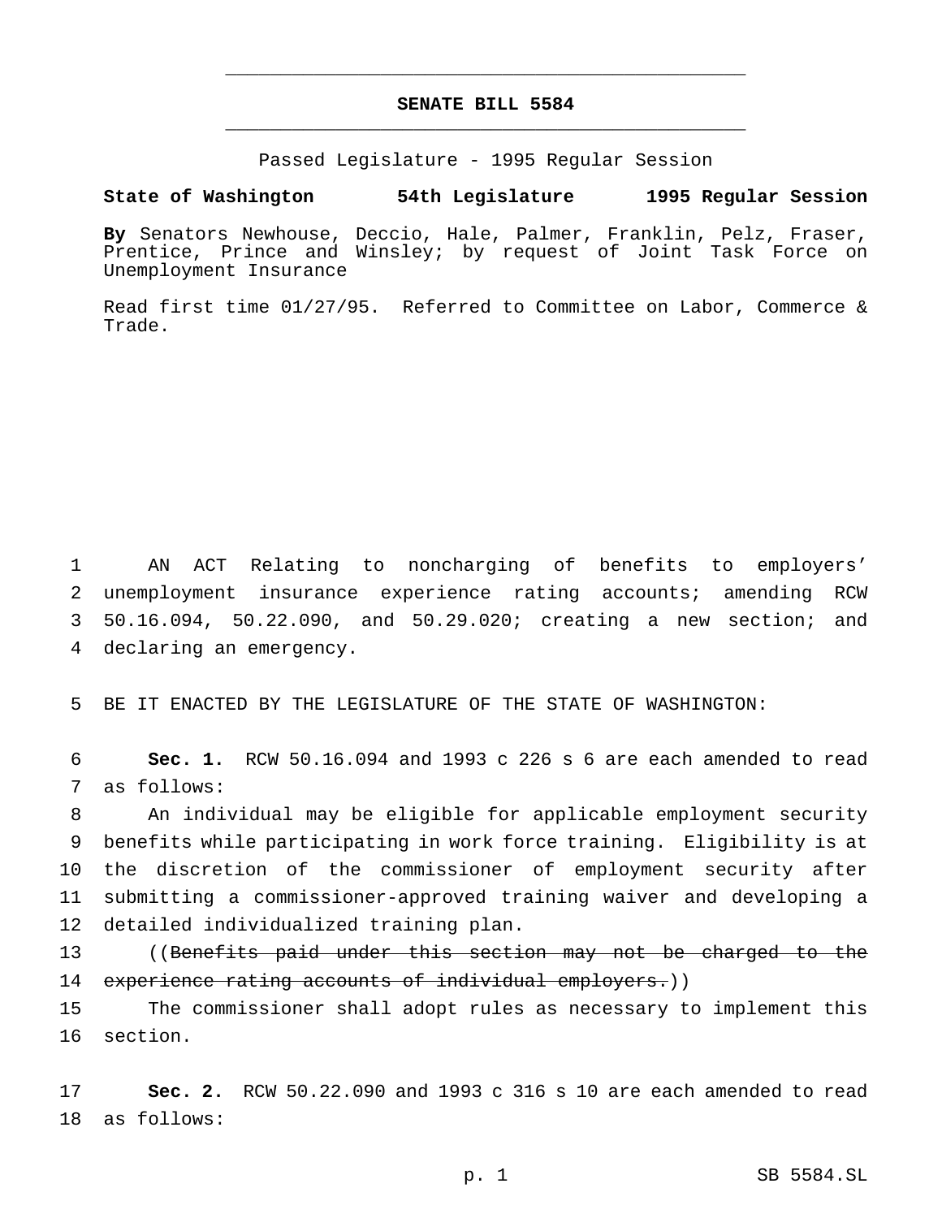# SENATE BILL 5584

Passed Legislature - 1995 Regular Session

**State of Washington 54th Legislature 1995 Regular Session**

**By** Senators Newhouse, Deccio, Hale, Palmer, Franklin, Pelz, Fraser, Prentice, Prince and Winsley; by request of Joint Task Force on Unemployment Insurance

Read first time 01/27/95. Referred to Committee on Labor, Commerce & Trade.

AN ACT Relating to noncharging of benefits to employers' unemployment insurance experience rating accounts; amending RCW 50.16.094, 50.22.090, and 50.29.020; creating a new section; and declaring an emergency.

BE IT ENACTED BY THE LEGISLATURE OF THE STATE OF WASHINGTON:

**Sec. 1.** RCW 50.16.094 and 1993 c 226 s 6 are each amended to read as follows:

An individual may be eligible for applicable employment security benefits while participating in work force training. Eligibility is at the discretion of the commissioner of employment security after submitting a commissioner-approved training waiver and developing a detailed individualized training plan.

((~~Benefits paid under this section may not be charged to the experience rating accounts of individual employers.~~))

The commissioner shall adopt rules as necessary to implement this section.

**Sec. 2.** RCW 50.22.090 and 1993 c 316 s 10 are each amended to read as follows: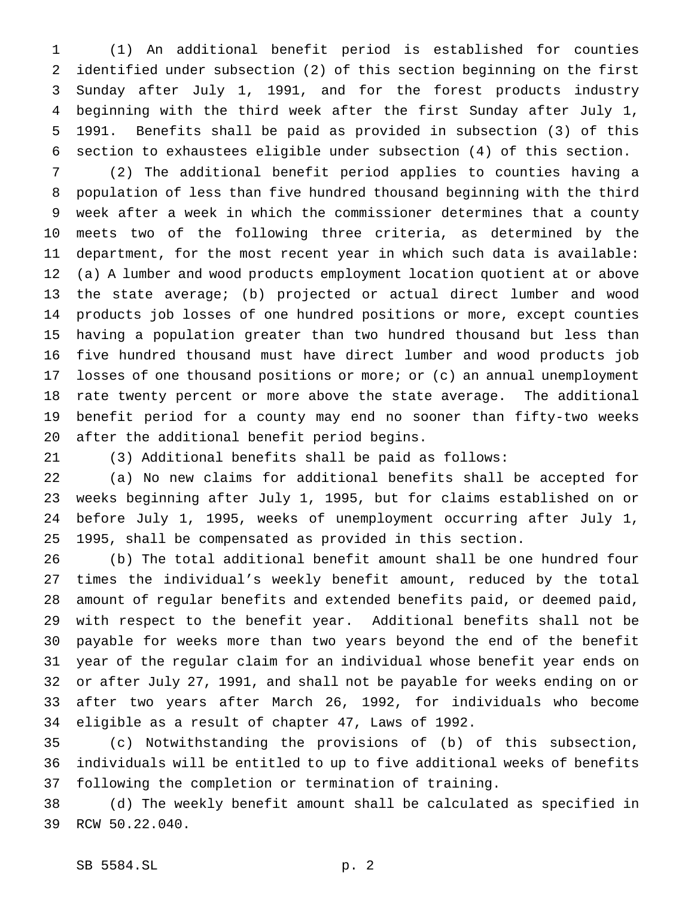(1) An additional benefit period is established for counties identified under subsection (2) of this section beginning on the first Sunday after July 1, 1991, and for the forest products industry beginning with the third week after the first Sunday after July 1, 1991. Benefits shall be paid as provided in subsection (3) of this section to exhaustees eligible under subsection (4) of this section.

(2) The additional benefit period applies to counties having a population of less than five hundred thousand beginning with the third week after a week in which the commissioner determines that a county meets two of the following three criteria, as determined by the department, for the most recent year in which such data is available: (a) A lumber and wood products employment location quotient at or above the state average; (b) projected or actual direct lumber and wood products job losses of one hundred positions or more, except counties having a population greater than two hundred thousand but less than five hundred thousand must have direct lumber and wood products job losses of one thousand positions or more; or (c) an annual unemployment rate twenty percent or more above the state average. The additional benefit period for a county may end no sooner than fifty-two weeks after the additional benefit period begins.

(3) Additional benefits shall be paid as follows:

(a) No new claims for additional benefits shall be accepted for weeks beginning after July 1, 1995, but for claims established on or before July 1, 1995, weeks of unemployment occurring after July 1, 1995, shall be compensated as provided in this section.

(b) The total additional benefit amount shall be one hundred four times the individual's weekly benefit amount, reduced by the total amount of regular benefits and extended benefits paid, or deemed paid, with respect to the benefit year. Additional benefits shall not be payable for weeks more than two years beyond the end of the benefit year of the regular claim for an individual whose benefit year ends on or after July 27, 1991, and shall not be payable for weeks ending on or after two years after March 26, 1992, for individuals who become eligible as a result of chapter 47, Laws of 1992.

(c) Notwithstanding the provisions of (b) of this subsection, individuals will be entitled to up to five additional weeks of benefits following the completion or termination of training.

(d) The weekly benefit amount shall be calculated as specified in RCW 50.22.040.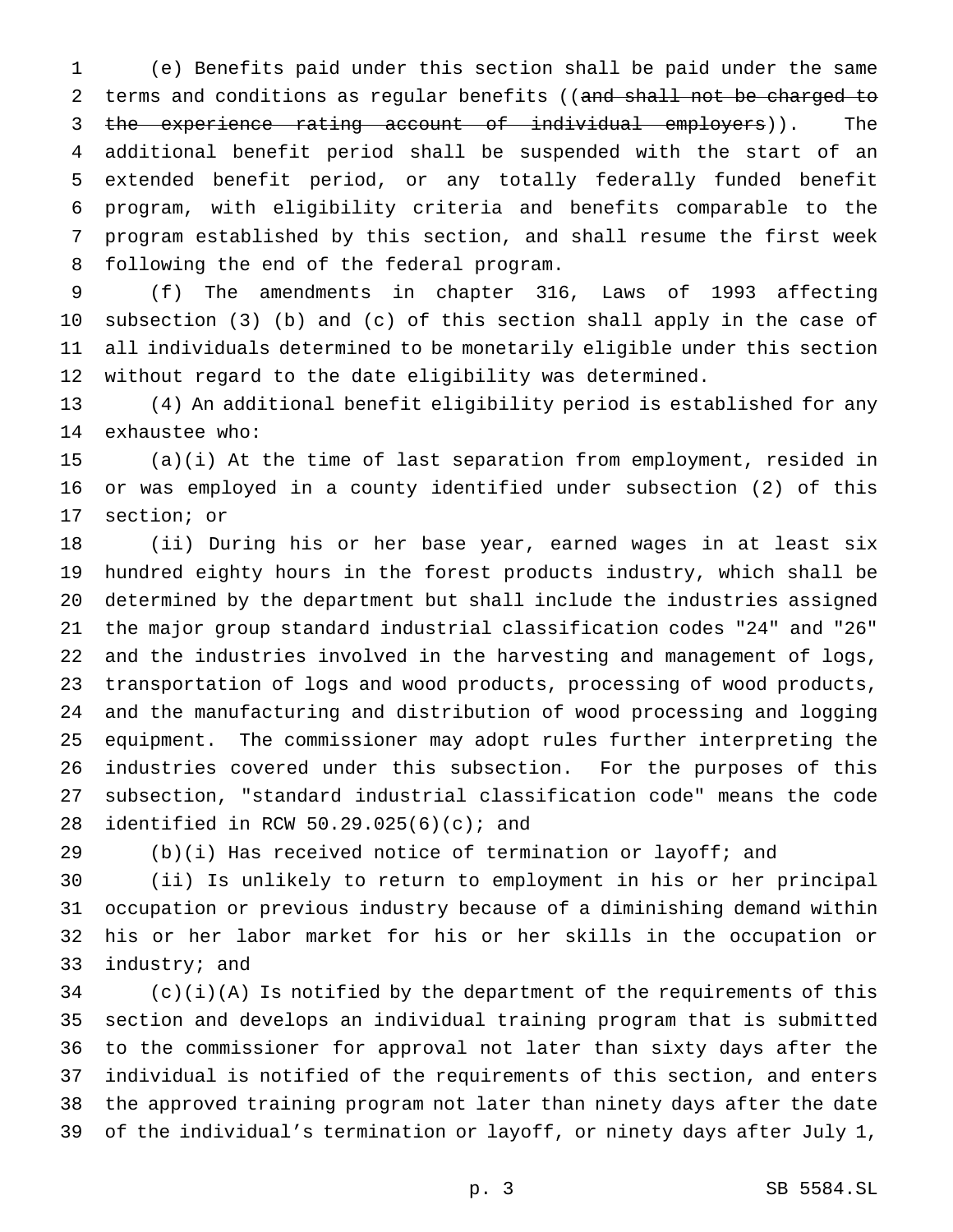(e) Benefits paid under this section shall be paid under the same terms and conditions as regular benefits ((~~and shall not be charged to the experience rating account of individual employers~~)). The additional benefit period shall be suspended with the start of an extended benefit period, or any totally federally funded benefit program, with eligibility criteria and benefits comparable to the program established by this section, and shall resume the first week following the end of the federal program.

(f) The amendments in chapter 316, Laws of 1993 affecting subsection (3) (b) and (c) of this section shall apply in the case of all individuals determined to be monetarily eligible under this section without regard to the date eligibility was determined.

(4) An additional benefit eligibility period is established for any exhaustee who:

(a)(i) At the time of last separation from employment, resided in or was employed in a county identified under subsection (2) of this section; or

(ii) During his or her base year, earned wages in at least six hundred eighty hours in the forest products industry, which shall be determined by the department but shall include the industries assigned the major group standard industrial classification codes "24" and "26" and the industries involved in the harvesting and management of logs, transportation of logs and wood products, processing of wood products, and the manufacturing and distribution of wood processing and logging equipment. The commissioner may adopt rules further interpreting the industries covered under this subsection. For the purposes of this subsection, "standard industrial classification code" means the code identified in RCW 50.29.025(6)(c); and

(b)(i) Has received notice of termination or layoff; and

(ii) Is unlikely to return to employment in his or her principal occupation or previous industry because of a diminishing demand within his or her labor market for his or her skills in the occupation or industry; and

(c)(i)(A) Is notified by the department of the requirements of this section and develops an individual training program that is submitted to the commissioner for approval not later than sixty days after the individual is notified of the requirements of this section, and enters the approved training program not later than ninety days after the date of the individual's termination or layoff, or ninety days after July 1,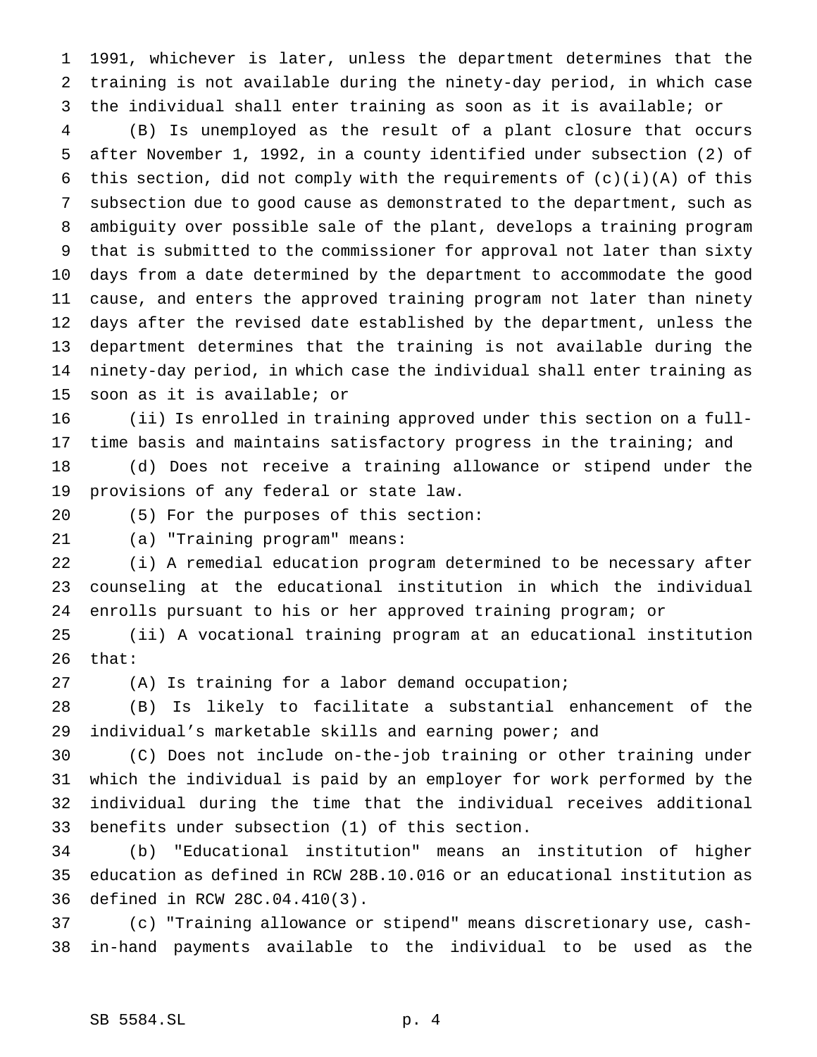1991, whichever is later, unless the department determines that the training is not available during the ninety-day period, in which case the individual shall enter training as soon as it is available; or

(B) Is unemployed as the result of a plant closure that occurs after November 1, 1992, in a county identified under subsection (2) of this section, did not comply with the requirements of (c)(i)(A) of this subsection due to good cause as demonstrated to the department, such as ambiguity over possible sale of the plant, develops a training program that is submitted to the commissioner for approval not later than sixty days from a date determined by the department to accommodate the good cause, and enters the approved training program not later than ninety days after the revised date established by the department, unless the department determines that the training is not available during the ninety-day period, in which case the individual shall enter training as soon as it is available; or

(ii) Is enrolled in training approved under this section on a full-time basis and maintains satisfactory progress in the training; and

(d) Does not receive a training allowance or stipend under the provisions of any federal or state law.

(5) For the purposes of this section:

(a) "Training program" means:

(i) A remedial education program determined to be necessary after counseling at the educational institution in which the individual enrolls pursuant to his or her approved training program; or

(ii) A vocational training program at an educational institution that:

(A) Is training for a labor demand occupation;

(B) Is likely to facilitate a substantial enhancement of the individual's marketable skills and earning power; and

(C) Does not include on-the-job training or other training under which the individual is paid by an employer for work performed by the individual during the time that the individual receives additional benefits under subsection (1) of this section.

(b) "Educational institution" means an institution of higher education as defined in RCW 28B.10.016 or an educational institution as defined in RCW 28C.04.410(3).

(c) "Training allowance or stipend" means discretionary use, cash-in-hand payments available to the individual to be used as the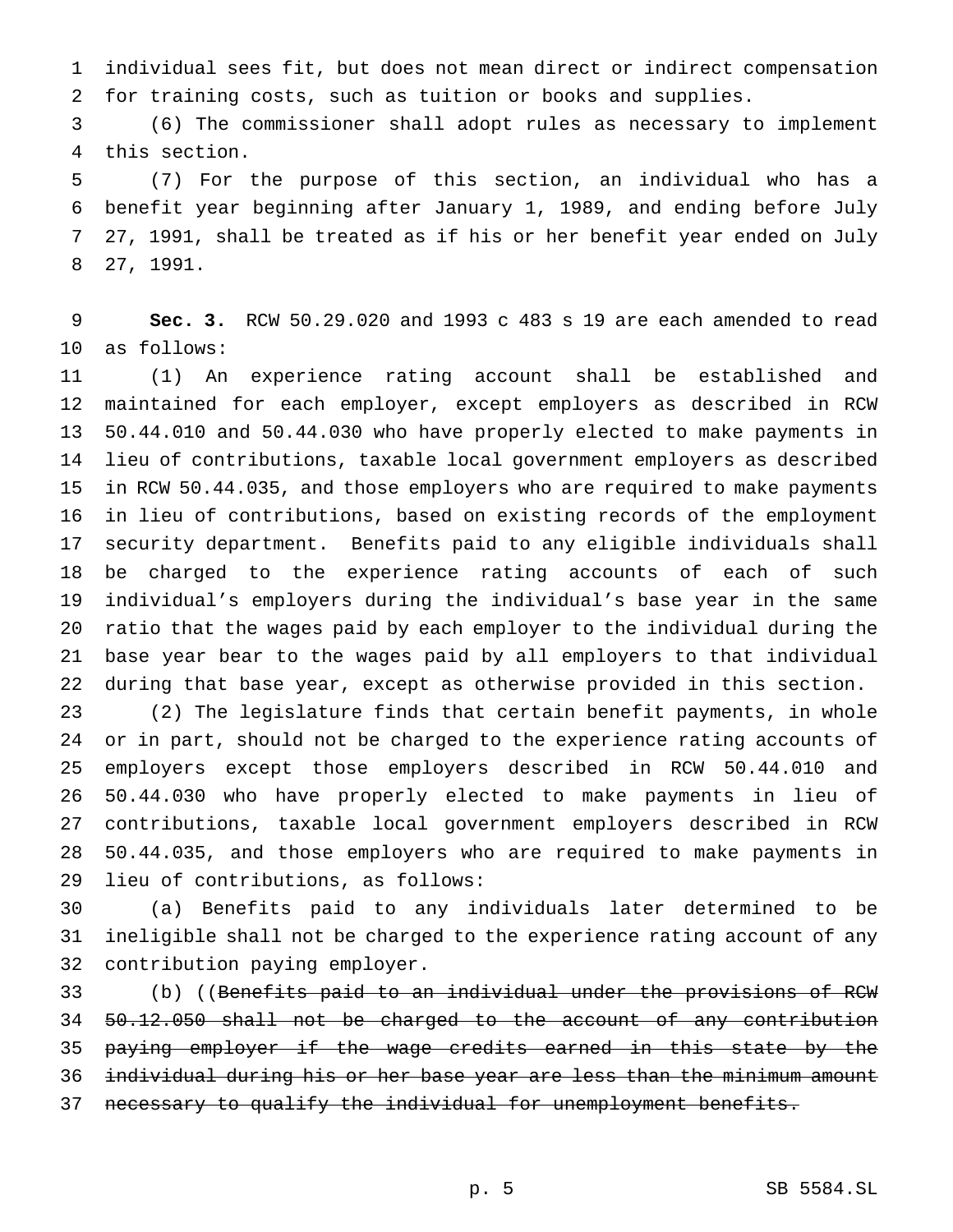individual sees fit, but does not mean direct or indirect compensation for training costs, such as tuition or books and supplies.

(6) The commissioner shall adopt rules as necessary to implement this section.

(7) For the purpose of this section, an individual who has a benefit year beginning after January 1, 1989, and ending before July 27, 1991, shall be treated as if his or her benefit year ended on July 27, 1991.

**Sec. 3.** RCW 50.29.020 and 1993 c 483 s 19 are each amended to read as follows:

(1) An experience rating account shall be established and maintained for each employer, except employers as described in RCW 50.44.010 and 50.44.030 who have properly elected to make payments in lieu of contributions, taxable local government employers as described in RCW 50.44.035, and those employers who are required to make payments in lieu of contributions, based on existing records of the employment security department. Benefits paid to any eligible individuals shall be charged to the experience rating accounts of each of such individual's employers during the individual's base year in the same ratio that the wages paid by each employer to the individual during the base year bear to the wages paid by all employers to that individual during that base year, except as otherwise provided in this section.

(2) The legislature finds that certain benefit payments, in whole or in part, should not be charged to the experience rating accounts of employers except those employers described in RCW 50.44.010 and 50.44.030 who have properly elected to make payments in lieu of contributions, taxable local government employers described in RCW 50.44.035, and those employers who are required to make payments in lieu of contributions, as follows:

(a) Benefits paid to any individuals later determined to be ineligible shall not be charged to the experience rating account of any contribution paying employer.

(b) ((~~Benefits paid to an individual under the provisions of RCW 50.12.050 shall not be charged to the account of any contribution paying employer if the wage credits earned in this state by the individual during his or her base year are less than the minimum amount necessary to qualify the individual for unemployment benefits.~~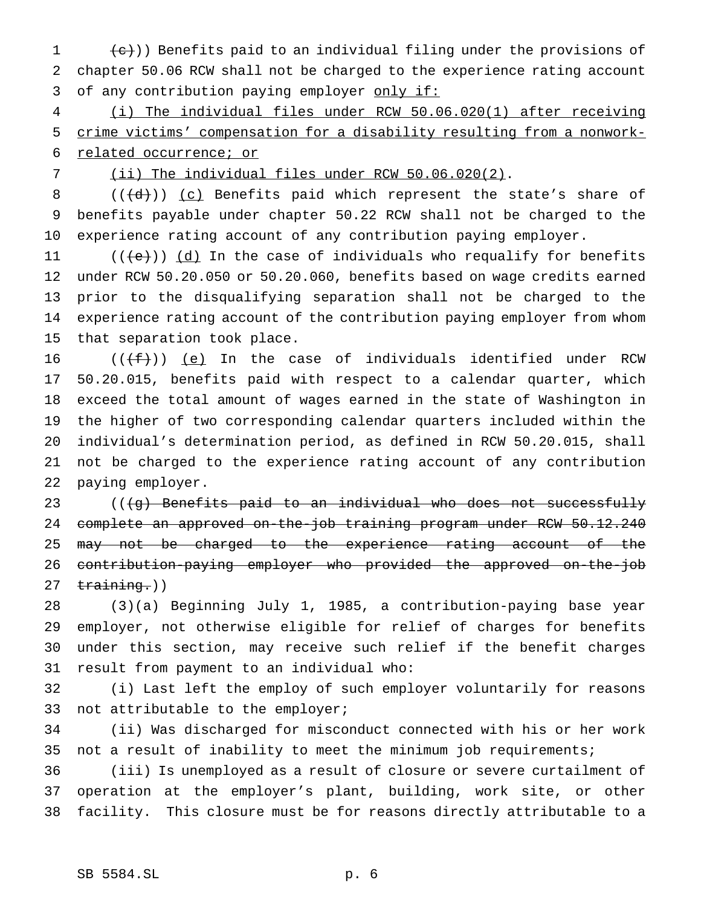((~~(c)~~)) Benefits paid to an individual filing under the provisions of chapter 50.06 RCW shall not be charged to the experience rating account of any contribution paying employer <u>only if:</u>

<u>(i) The individual files under RCW 50.06.020(1) after receiving crime victims' compensation for a disability resulting from a nonwork-related occurrence; or</u>

<u>(ii) The individual files under RCW 50.06.020(2)</u>.

((~~(d)~~)) <u>(c)</u> Benefits paid which represent the state's share of benefits payable under chapter 50.22 RCW shall not be charged to the experience rating account of any contribution paying employer.

((~~(e)~~)) <u>(d)</u> In the case of individuals who requalify for benefits under RCW 50.20.050 or 50.20.060, benefits based on wage credits earned prior to the disqualifying separation shall not be charged to the experience rating account of the contribution paying employer from whom that separation took place.

((~~(f)~~)) <u>(e)</u> In the case of individuals identified under RCW 50.20.015, benefits paid with respect to a calendar quarter, which exceed the total amount of wages earned in the state of Washington in the higher of two corresponding calendar quarters included within the individual's determination period, as defined in RCW 50.20.015, shall not be charged to the experience rating account of any contribution paying employer.

((~~(g) Benefits paid to an individual who does not successfully complete an approved on-the-job training program under RCW 50.12.240 may not be charged to the experience rating account of the contribution-paying employer who provided the approved on-the-job training.~~))

(3)(a) Beginning July 1, 1985, a contribution-paying base year employer, not otherwise eligible for relief of charges for benefits under this section, may receive such relief if the benefit charges result from payment to an individual who:

(i) Last left the employ of such employer voluntarily for reasons not attributable to the employer;

(ii) Was discharged for misconduct connected with his or her work not a result of inability to meet the minimum job requirements;

(iii) Is unemployed as a result of closure or severe curtailment of operation at the employer's plant, building, work site, or other facility. This closure must be for reasons directly attributable to a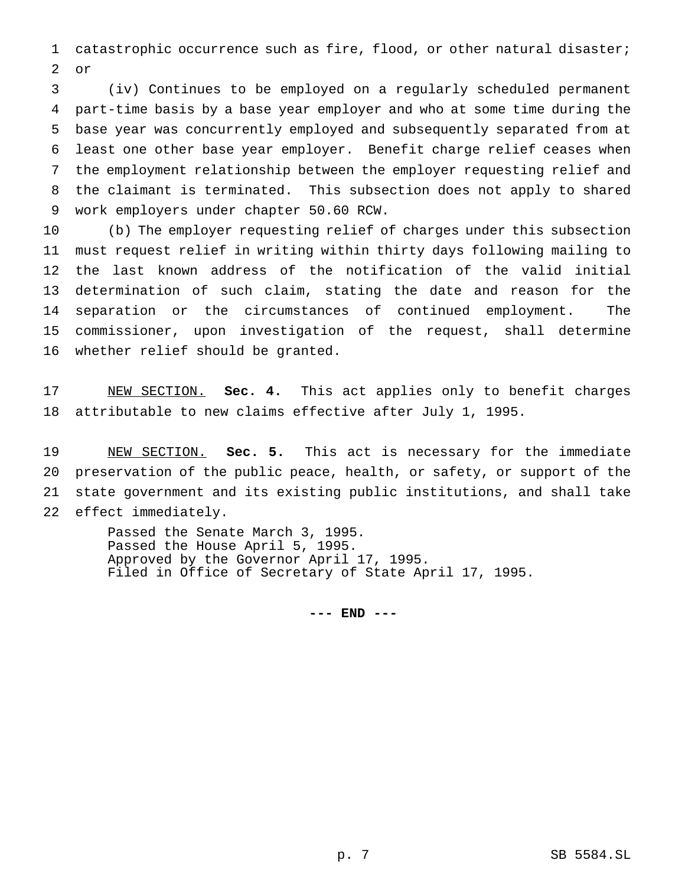catastrophic occurrence such as fire, flood, or other natural disaster; or

(iv) Continues to be employed on a regularly scheduled permanent part-time basis by a base year employer and who at some time during the base year was concurrently employed and subsequently separated from at least one other base year employer. Benefit charge relief ceases when the employment relationship between the employer requesting relief and the claimant is terminated. This subsection does not apply to shared work employers under chapter 50.60 RCW.

(b) The employer requesting relief of charges under this subsection must request relief in writing within thirty days following mailing to the last known address of the notification of the valid initial determination of such claim, stating the date and reason for the separation or the circumstances of continued employment. The commissioner, upon investigation of the request, shall determine whether relief should be granted.

NEW SECTION. **Sec. 4.** This act applies only to benefit charges attributable to new claims effective after July 1, 1995.

NEW SECTION. **Sec. 5.** This act is necessary for the immediate preservation of the public peace, health, or safety, or support of the state government and its existing public institutions, and shall take effect immediately.

Passed the Senate March 3, 1995.
Passed the House April 5, 1995.
Approved by the Governor April 17, 1995.
Filed in Office of Secretary of State April 17, 1995.

**--- END ---**